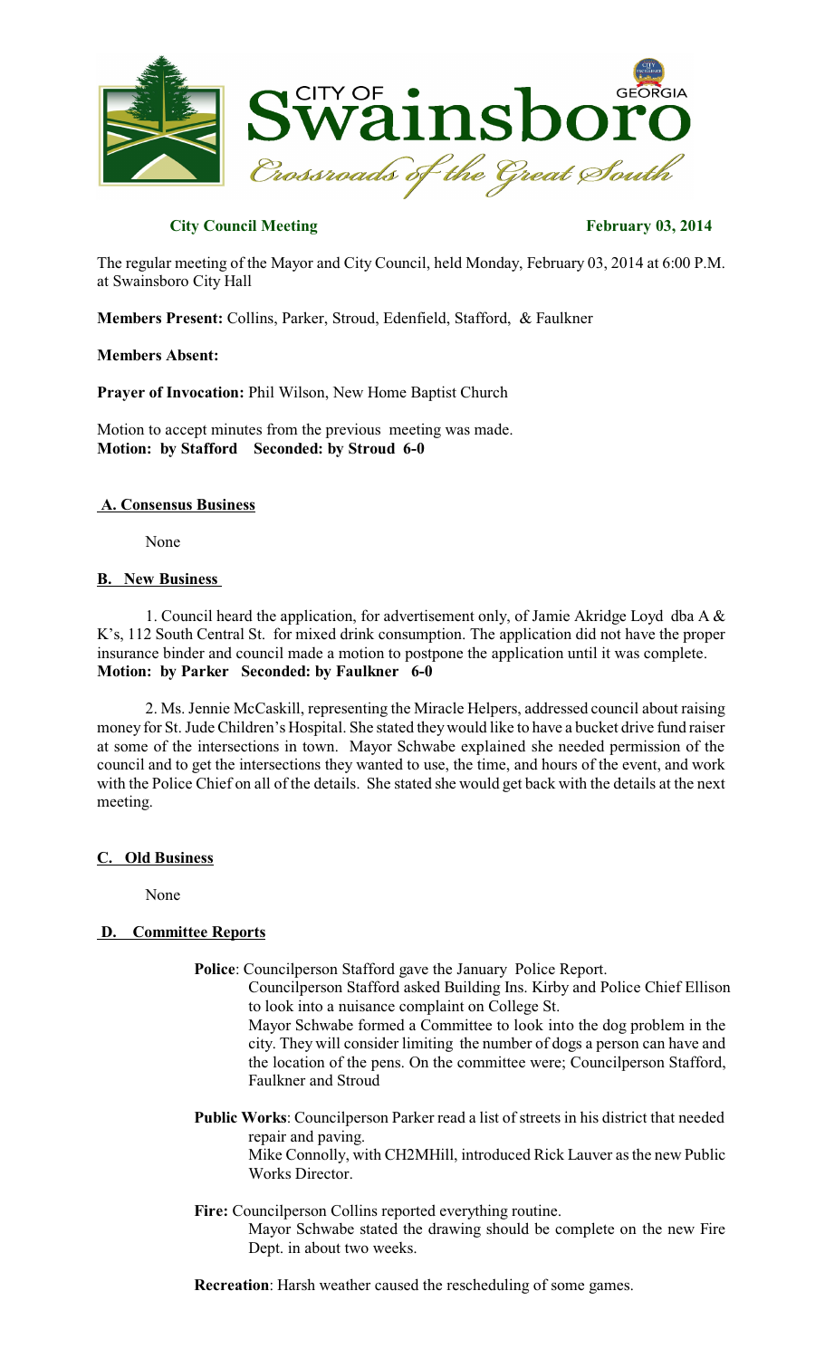# City of Swainsboro

*Crossroads of the Great South*

GEORGIA

**City Council Meeting** **February 03, 2014**

The regular meeting of the Mayor and City Council, held Monday, February 03, 2014 at 6:00 P.M. at Swainsboro City Hall

**Members Present:** Collins, Parker, Stroud, Edenfield, Stafford, & Faulkner

**Members Absent:**

**Prayer of Invocation:** Phil Wilson, New Home Baptist Church

Motion to accept minutes from the previous meeting was made.
**Motion: by Stafford Seconded: by Stroud 6-0**

## A. Consensus Business

None

## B. New Business

1. Council heard the application, for advertisement only, of Jamie Akridge Loyd dba A & K's, 112 South Central St. for mixed drink consumption. The application did not have the proper insurance binder and council made a motion to postpone the application until it was complete.
**Motion: by Parker Seconded: by Faulkner 6-0**

2. Ms. Jennie McCaskill, representing the Miracle Helpers, addressed council about raising money for St. Jude Children's Hospital. She stated they would like to have a bucket drive fund raiser at some of the intersections in town. Mayor Schwabe explained she needed permission of the council and to get the intersections they wanted to use, the time, and hours of the event, and work with the Police Chief on all of the details. She stated she would get back with the details at the next meeting.

## C. Old Business

None

## D. Committee Reports

**Police**: Councilperson Stafford gave the January Police Report.

Councilperson Stafford asked Building Ins. Kirby and Police Chief Ellison to look into a nuisance complaint on College St.

Mayor Schwabe formed a Committee to look into the dog problem in the city. They will consider limiting the number of dogs a person can have and the location of the pens. On the committee were; Councilperson Stafford, Faulkner and Stroud

**Public Works**: Councilperson Parker read a list of streets in his district that needed repair and paving.

Mike Connolly, with CH2MHill, introduced Rick Lauver as the new Public Works Director.

**Fire:** Councilperson Collins reported everything routine.

Mayor Schwabe stated the drawing should be complete on the new Fire Dept. in about two weeks.

**Recreation**: Harsh weather caused the rescheduling of some games.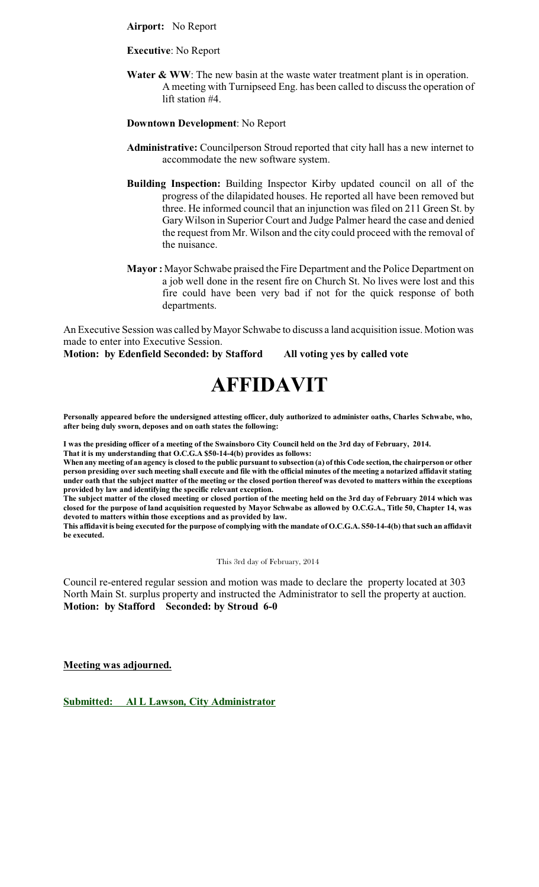**Airport:** No Report

**Executive**: No Report

**Water & WW**: The new basin at the waste water treatment plant is in operation. A meeting with Turnipseed Eng. has been called to discuss the operation of lift station #4.

**Downtown Development**: No Report

**Administrative:** Councilperson Stroud reported that city hall has a new internet to accommodate the new software system.

**Building Inspection:** Building Inspector Kirby updated council on all of the progress of the dilapidated houses. He reported all have been removed but three. He informed council that an injunction was filed on 211 Green St. by Gary Wilson in Superior Court and Judge Palmer heard the case and denied the request from Mr. Wilson and the city could proceed with the removal of the nuisance.

**Mayor :** Mayor Schwabe praised the Fire Department and the Police Department on a job well done in the resent fire on Church St. No lives were lost and this fire could have been very bad if not for the quick response of both departments.

An Executive Session was called by Mayor Schwabe to discuss a land acquisition issue. Motion was made to enter into Executive Session.
**Motion: by Edenfield Seconded: by Stafford All voting yes by called vote**

# AFFIDAVIT

**Personally appeared before the undersigned attesting officer, duly authorized to administer oaths, Charles Schwabe, who, after being duly sworn, deposes and on oath states the following:**

**I was the presiding officer of a meeting of the Swainsboro City Council held on the 3rd day of February, 2014.**
**That it is my understanding that O.C.G.A $50-14-4(b) provides as follows:**
**When any meeting of an agency is closed to the public pursuant to subsection (a) of this Code section, the chairperson or other person presiding over such meeting shall execute and file with the official minutes of the meeting a notarized affidavit stating under oath that the subject matter of the meeting or the closed portion thereof was devoted to matters within the exceptions provided by law and identifying the specific relevant exception.**
**The subject matter of the closed meeting or closed portion of the meeting held on the 3rd day of February 2014 which was closed for the purpose of land acquisition requested by Mayor Schwabe as allowed by O.C.G.A., Title 50, Chapter 14, was devoted to matters within those exceptions and as provided by law.**
**This affidavit is being executed for the purpose of complying with the mandate of O.C.G.A. S50-14-4(b) that such an affidavit be executed.**

This 3rd day of February, 2014

Council re-entered regular session and motion was made to declare the property located at 303 North Main St. surplus property and instructed the Administrator to sell the property at auction.
**Motion: by Stafford Seconded: by Stroud 6-0**

**Meeting was adjourned.**

**Submitted: Al L Lawson, City Administrator**